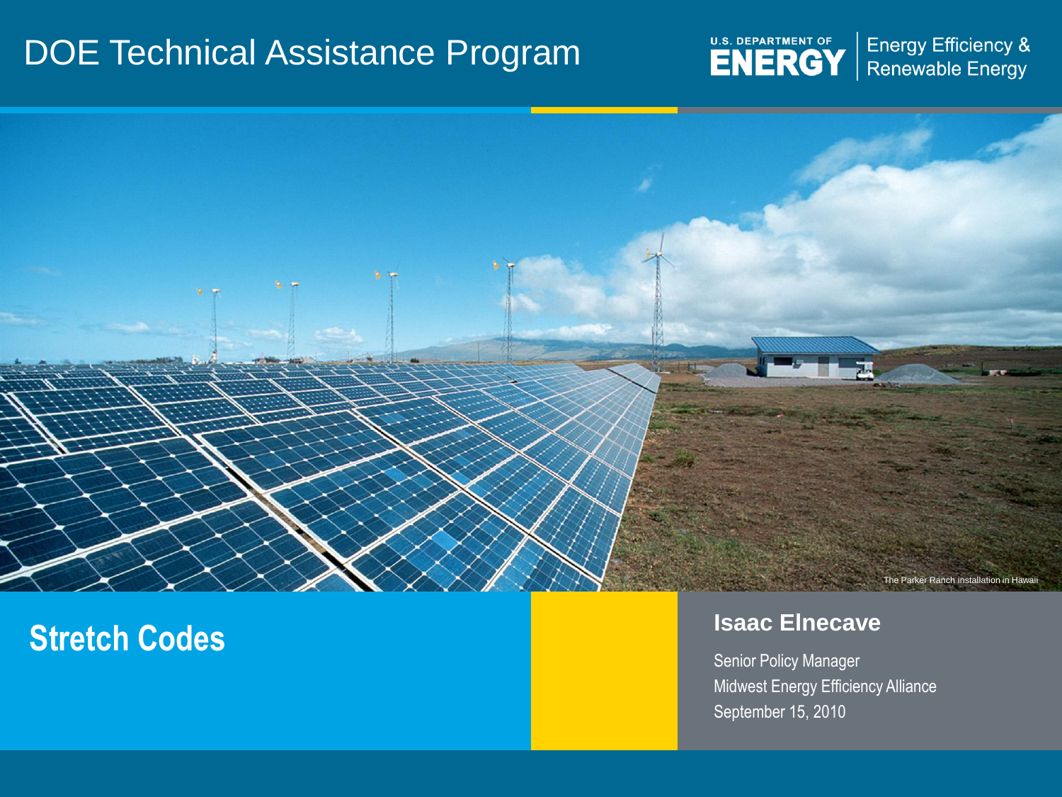# DOE Technical Assistance Program

U.S. DEPARTMENT OF ENERGY | Energy Efficiency & Renewable Energy

The Parker Ranch installation in Hawaii

## Stretch Codes

**Isaac Elnecave**

Senior Policy Manager

Midwest Energy Efficiency Alliance

September 15, 2010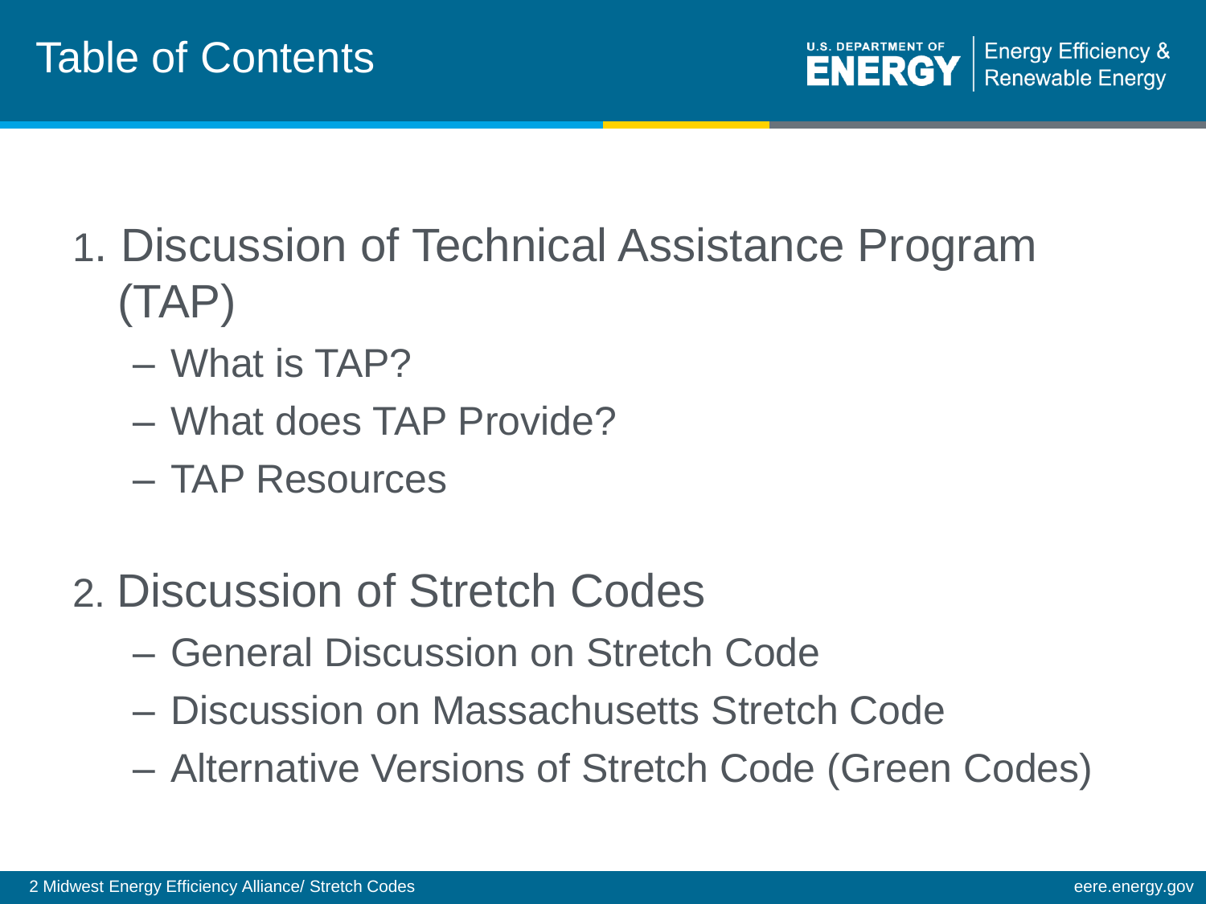# Table of Contents

1. Discussion of Technical Assistance Program (TAP)
   - What is TAP?
   - What does TAP Provide?
   - TAP Resources

2. Discussion of Stretch Codes
   - General Discussion on Stretch Code
   - Discussion on Massachusetts Stretch Code
   - Alternative Versions of Stretch Code (Green Codes)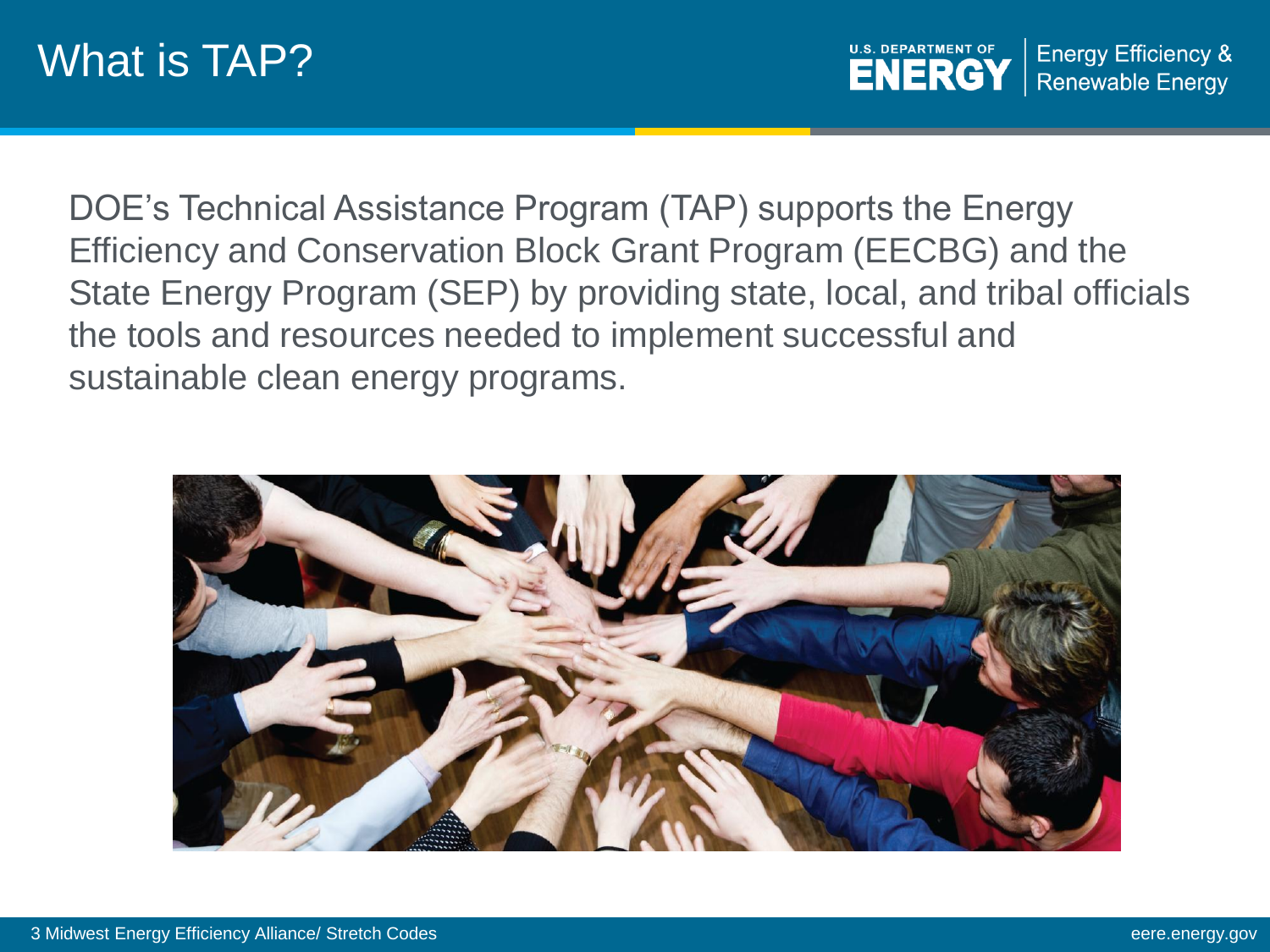# What is TAP?

DOE's Technical Assistance Program (TAP) supports the Energy Efficiency and Conservation Block Grant Program (EECBG) and the State Energy Program (SEP) by providing state, local, and tribal officials the tools and resources needed to implement successful and sustainable clean energy programs.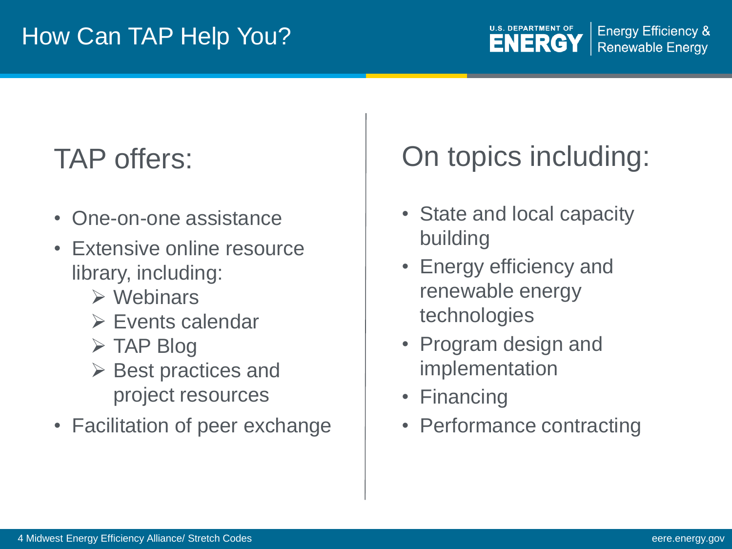# How Can TAP Help You?

## TAP offers:

- One-on-one assistance
- Extensive online resource library, including:
  - Webinars
  - Events calendar
  - TAP Blog
  - Best practices and project resources
- Facilitation of peer exchange

## On topics including:

- State and local capacity building
- Energy efficiency and renewable energy technologies
- Program design and implementation
- Financing
- Performance contracting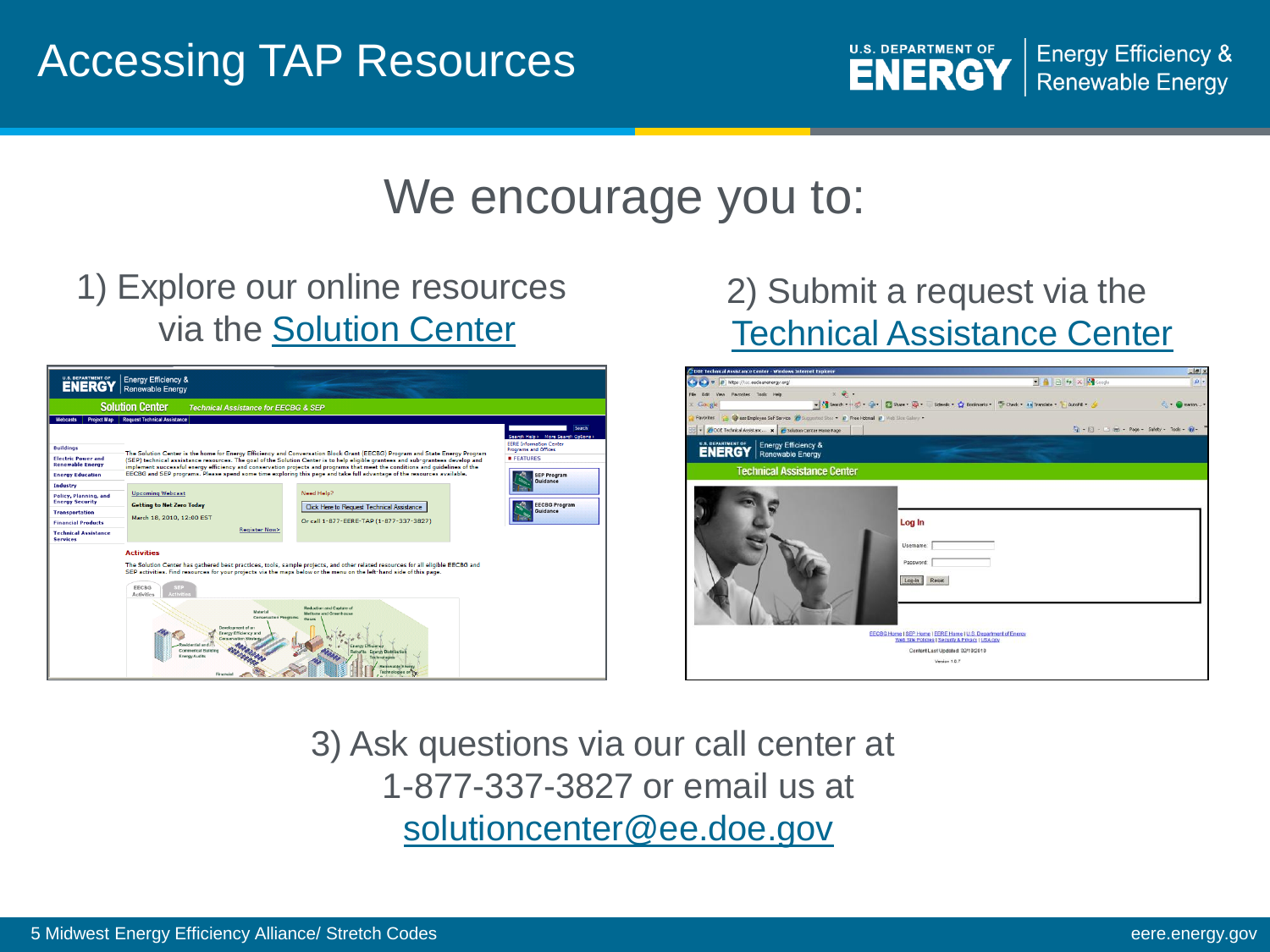# Accessing TAP Resources

## We encourage you to:

1) Explore our online resources via the Solution Center

2) Submit a request via the Technical Assistance Center

3) Ask questions via our call center at 1-877-337-3827 or email us at solutioncenter@ee.doe.gov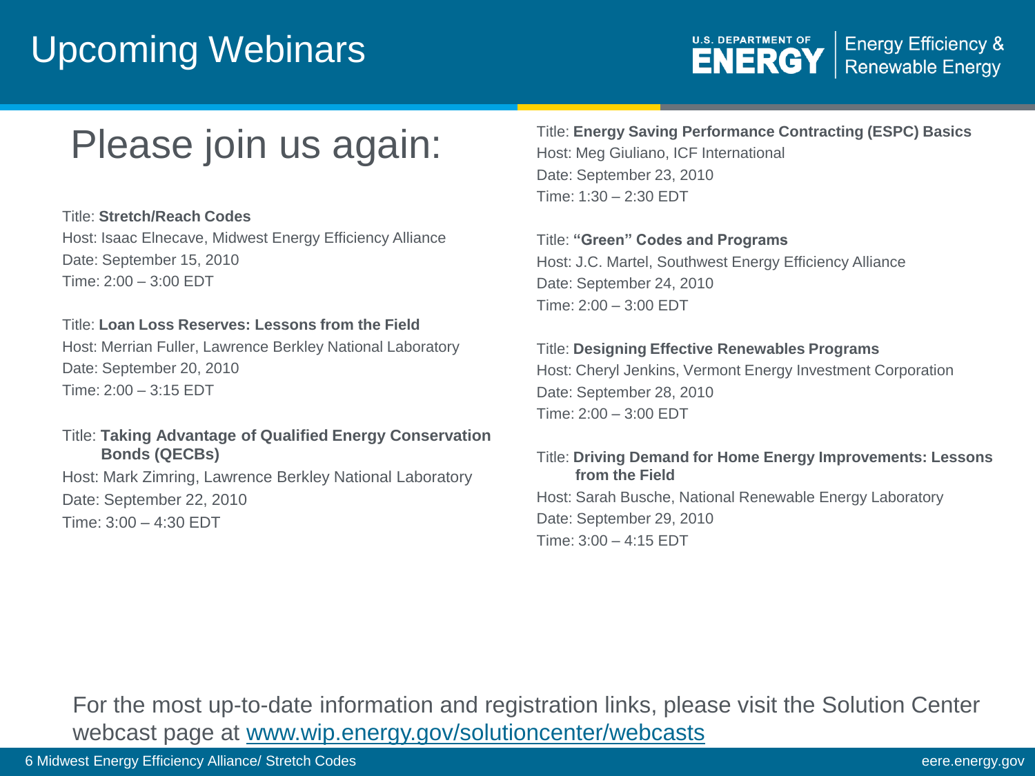# Upcoming Webinars

## Please join us again:

Title: **Stretch/Reach Codes**
Host: Isaac Elnecave, Midwest Energy Efficiency Alliance
Date: September 15, 2010
Time: 2:00 – 3:00 EDT

Title: **Loan Loss Reserves: Lessons from the Field**
Host: Merrian Fuller, Lawrence Berkley National Laboratory
Date: September 20, 2010
Time: 2:00 – 3:15 EDT

Title: **Taking Advantage of Qualified Energy Conservation Bonds (QECBs)**
Host: Mark Zimring, Lawrence Berkley National Laboratory
Date: September 22, 2010
Time: 3:00 – 4:30 EDT

Title: **Energy Saving Performance Contracting (ESPC) Basics**
Host: Meg Giuliano, ICF International
Date: September 23, 2010
Time: 1:30 – 2:30 EDT

Title: **"Green" Codes and Programs**
Host: J.C. Martel, Southwest Energy Efficiency Alliance
Date: September 24, 2010
Time: 2:00 – 3:00 EDT

Title: **Designing Effective Renewables Programs**
Host: Cheryl Jenkins, Vermont Energy Investment Corporation
Date: September 28, 2010
Time: 2:00 – 3:00 EDT

Title: **Driving Demand for Home Energy Improvements: Lessons from the Field**
Host: Sarah Busche, National Renewable Energy Laboratory
Date: September 29, 2010
Time: 3:00 – 4:15 EDT

For the most up-to-date information and registration links, please visit the Solution Center webcast page at [www.wip.energy.gov/solutioncenter/webcasts](www.wip.energy.gov/solutioncenter/webcasts)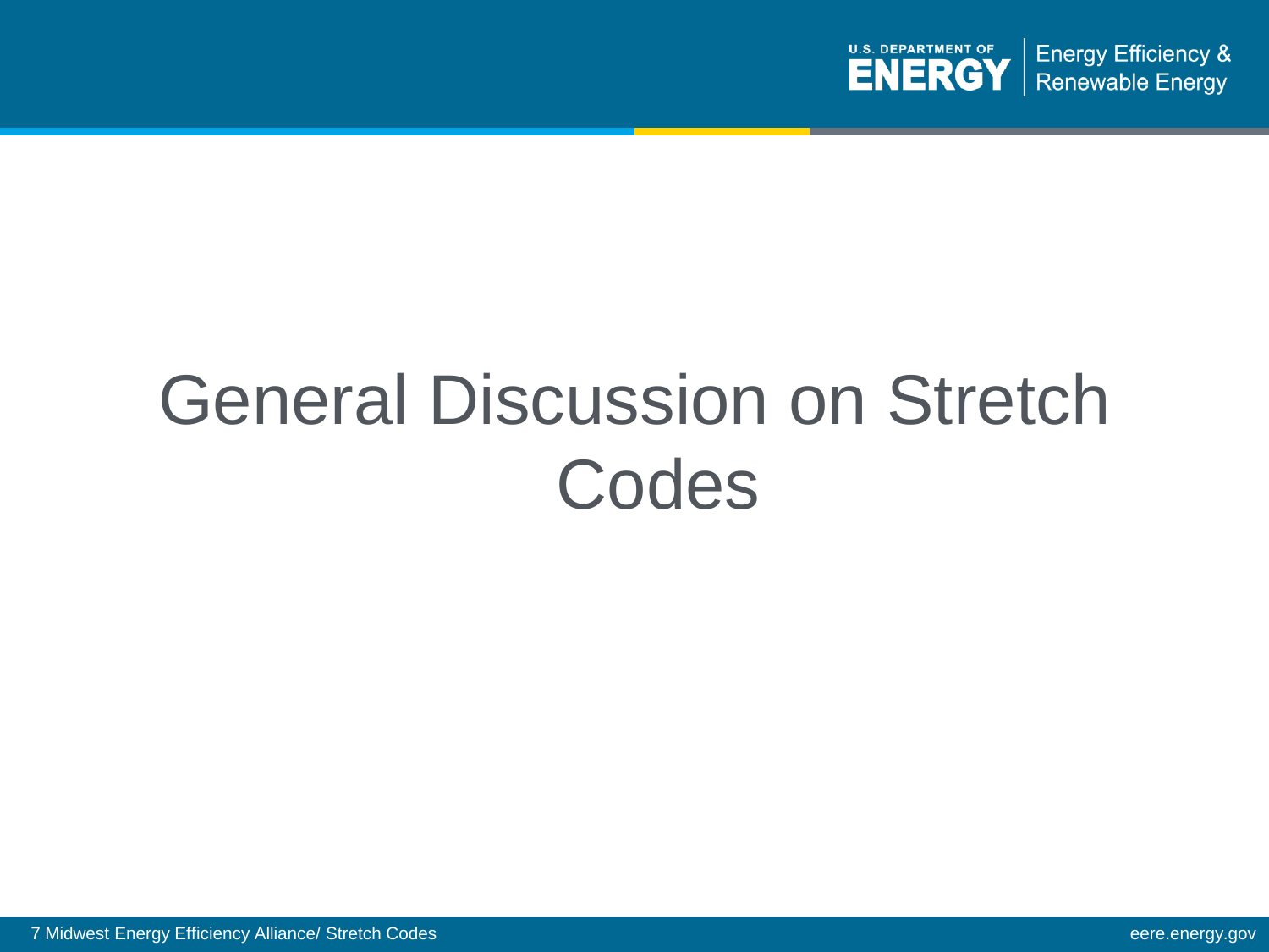# General Discussion on Stretch Codes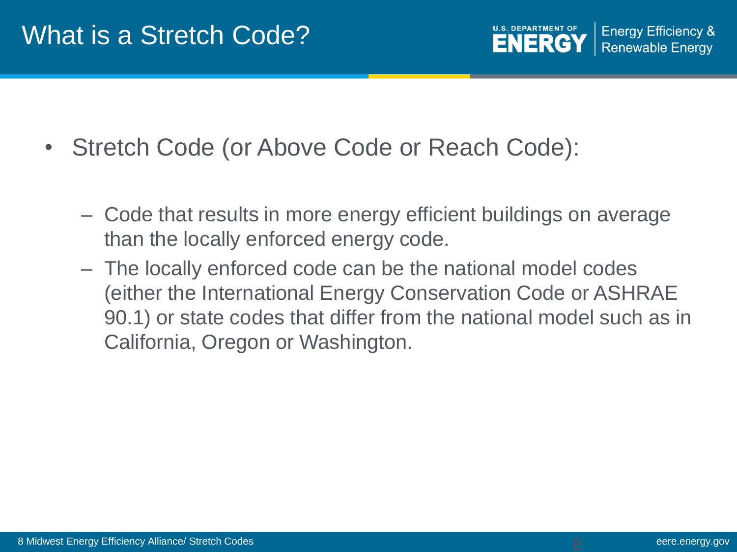# What is a Stretch Code?

- Stretch Code (or Above Code or Reach Code):
  - Code that results in more energy efficient buildings on average than the locally enforced energy code.
  - The locally enforced code can be the national model codes (either the International Energy Conservation Code or ASHRAE 90.1) or state codes that differ from the national model such as in California, Oregon or Washington.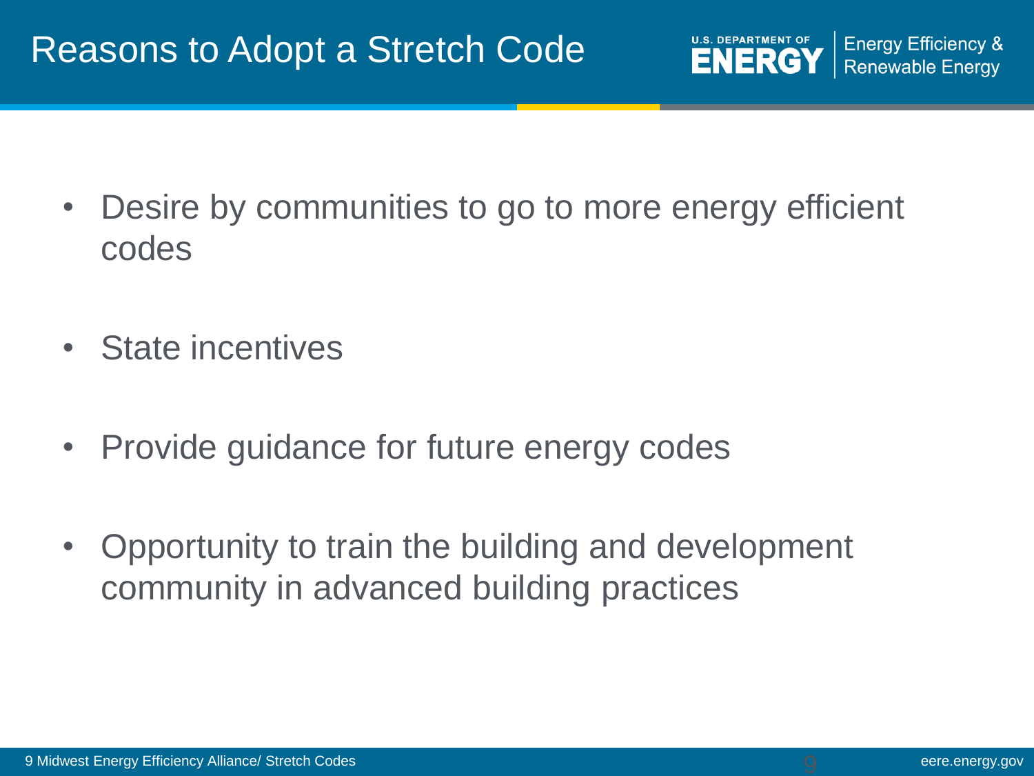# Reasons to Adopt a Stretch Code

- Desire by communities to go to more energy efficient codes
- State incentives
- Provide guidance for future energy codes
- Opportunity to train the building and development community in advanced building practices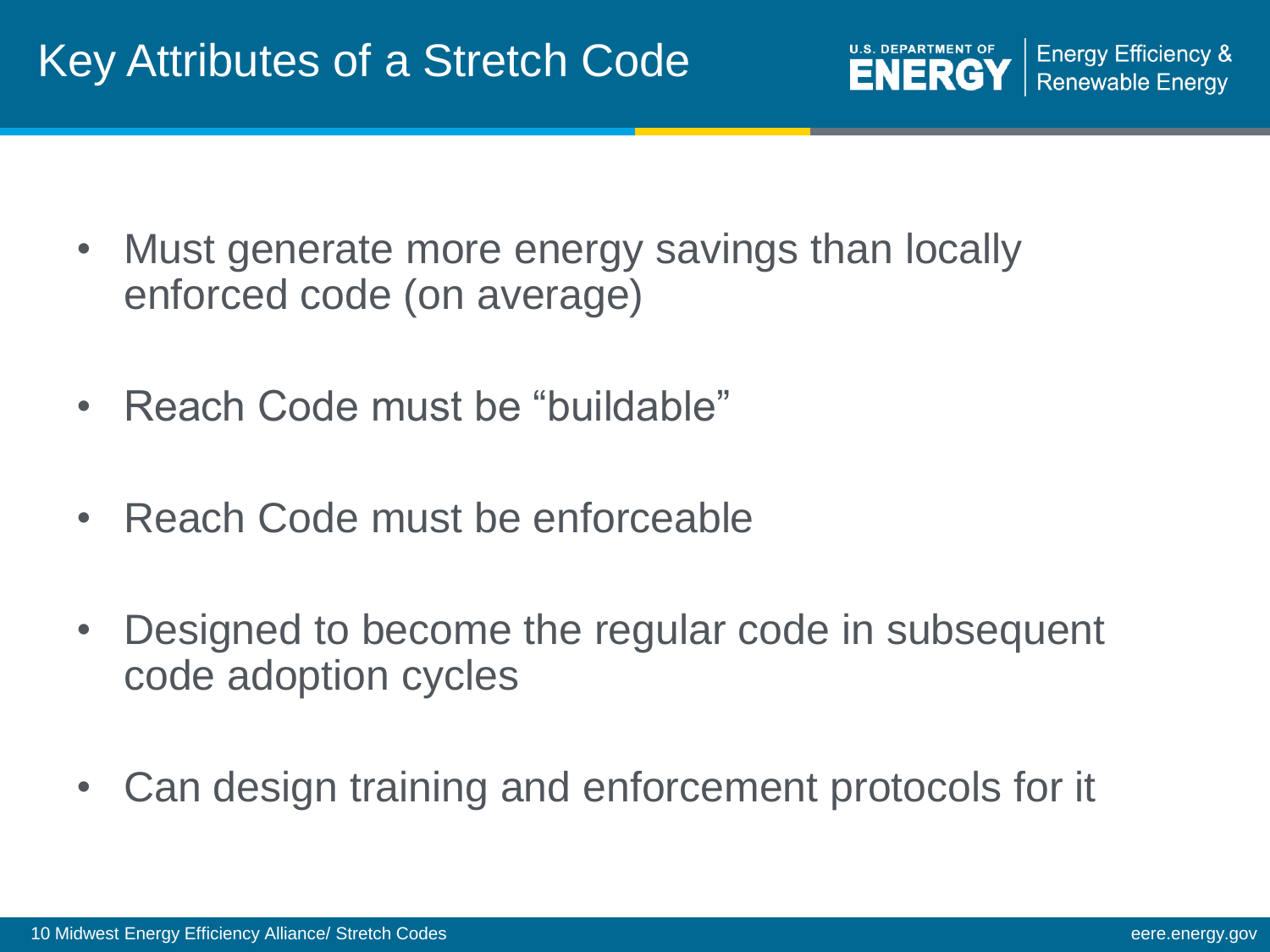# Key Attributes of a Stretch Code

- Must generate more energy savings than locally enforced code (on average)
- Reach Code must be "buildable"
- Reach Code must be enforceable
- Designed to become the regular code in subsequent code adoption cycles
- Can design training and enforcement protocols for it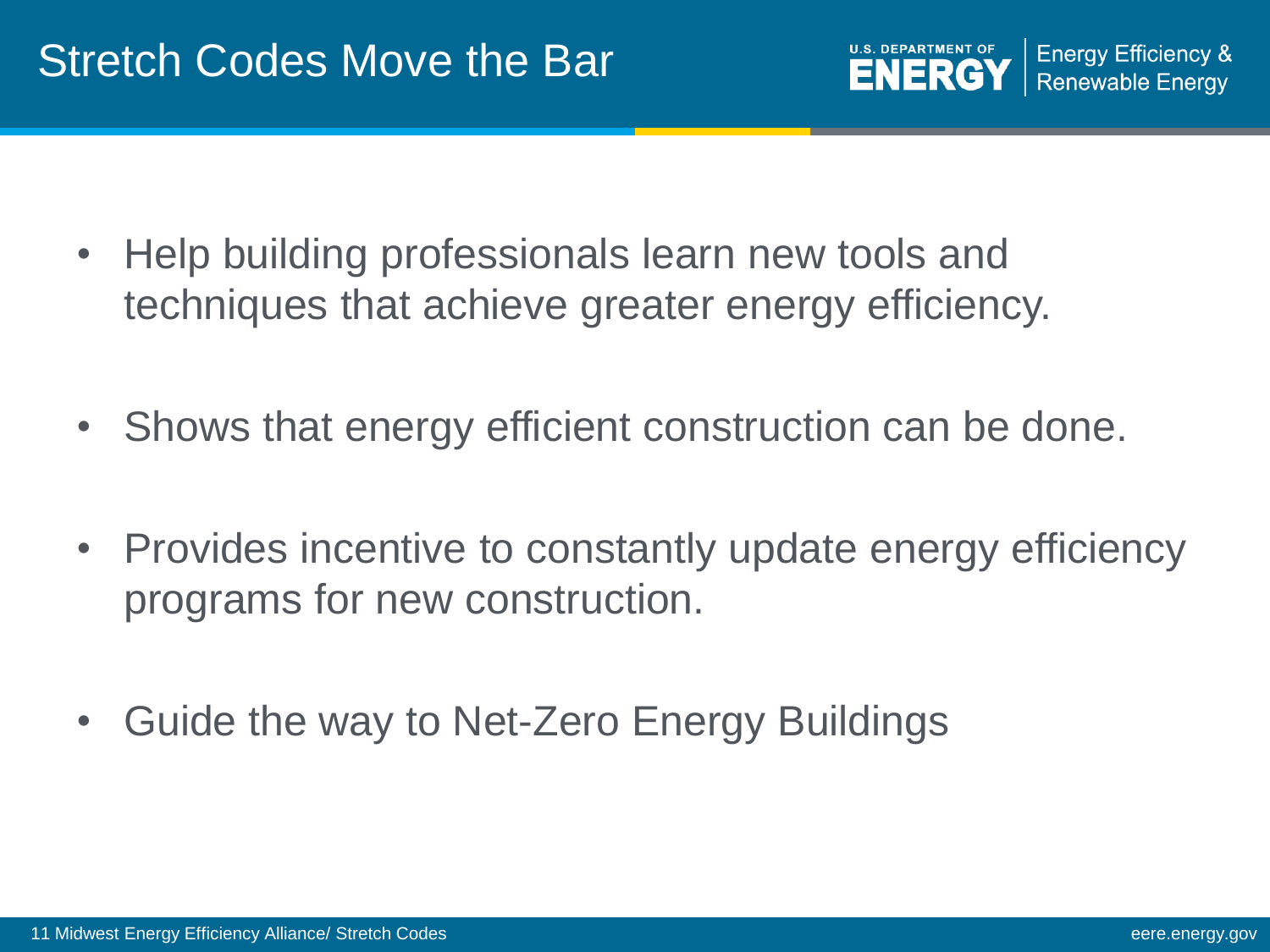# Stretch Codes Move the Bar

- Help building professionals learn new tools and techniques that achieve greater energy efficiency.
- Shows that energy efficient construction can be done.
- Provides incentive to constantly update energy efficiency programs for new construction.
- Guide the way to Net-Zero Energy Buildings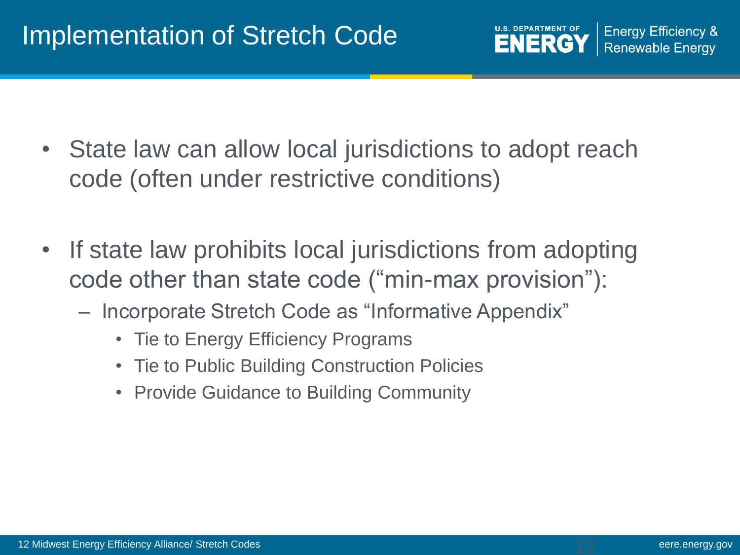# Implementation of Stretch Code

- State law can allow local jurisdictions to adopt reach code (often under restrictive conditions)
- If state law prohibits local jurisdictions from adopting code other than state code ("min-max provision"):
  - Incorporate Stretch Code as "Informative Appendix"
    - Tie to Energy Efficiency Programs
    - Tie to Public Building Construction Policies
    - Provide Guidance to Building Community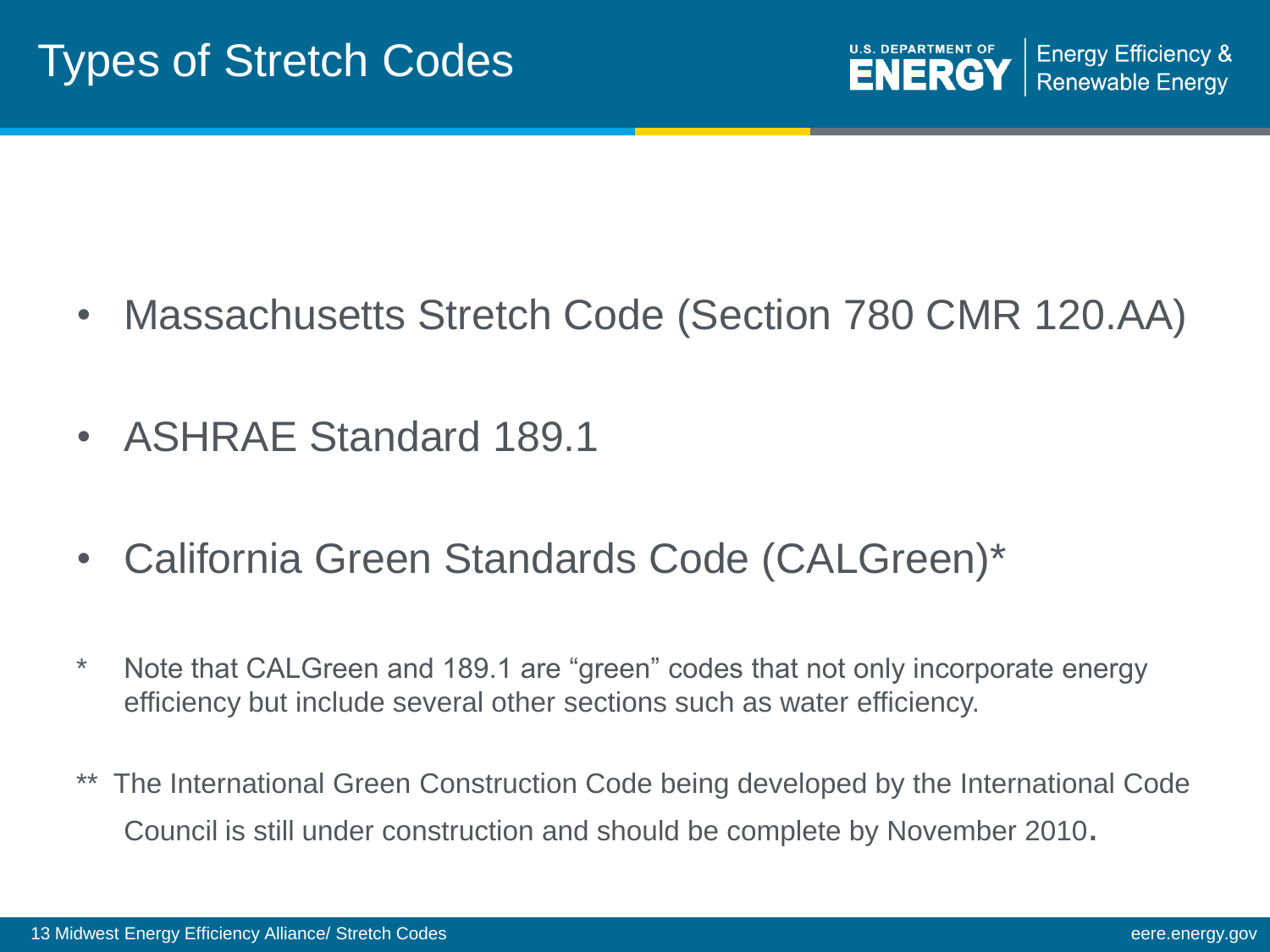# Types of Stretch Codes

- Massachusetts Stretch Code (Section 780 CMR 120.AA)
- ASHRAE Standard 189.1
- California Green Standards Code (CALGreen)*

\* Note that CALGreen and 189.1 are “green” codes that not only incorporate energy efficiency but include several other sections such as water efficiency.

** The International Green Construction Code being developed by the International Code Council is still under construction and should be complete by November 2010.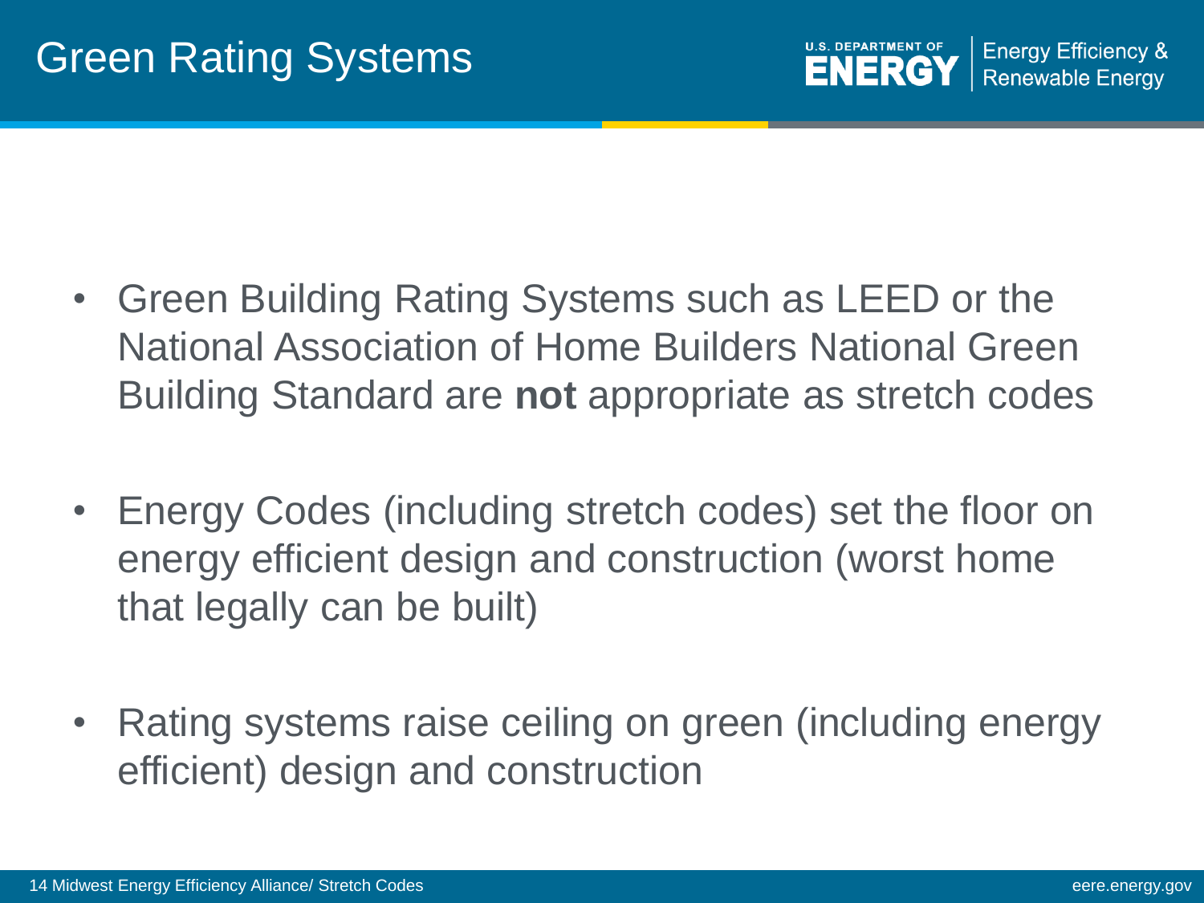# Green Rating Systems

- Green Building Rating Systems such as LEED or the National Association of Home Builders National Green Building Standard are **not** appropriate as stretch codes
- Energy Codes (including stretch codes) set the floor on energy efficient design and construction (worst home that legally can be built)
- Rating systems raise ceiling on green (including energy efficient) design and construction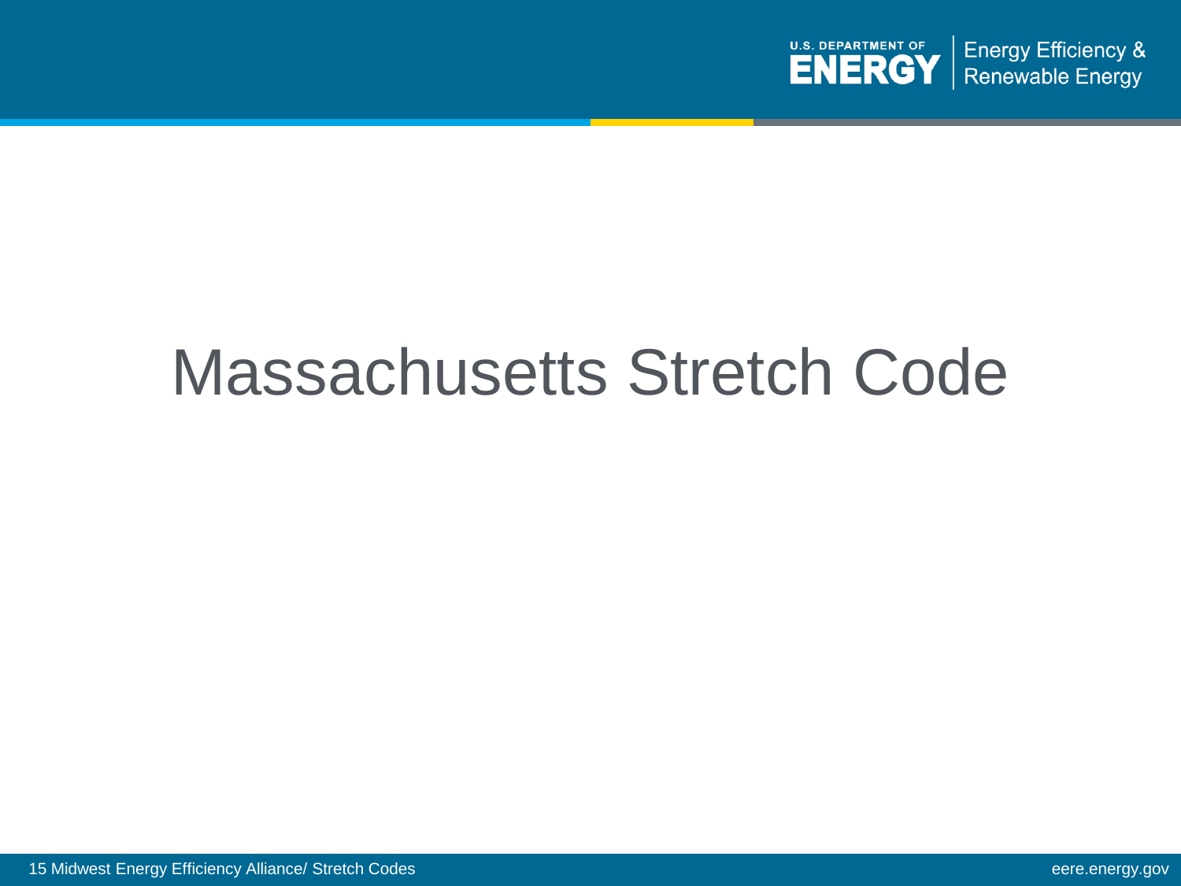# Massachusetts Stretch Code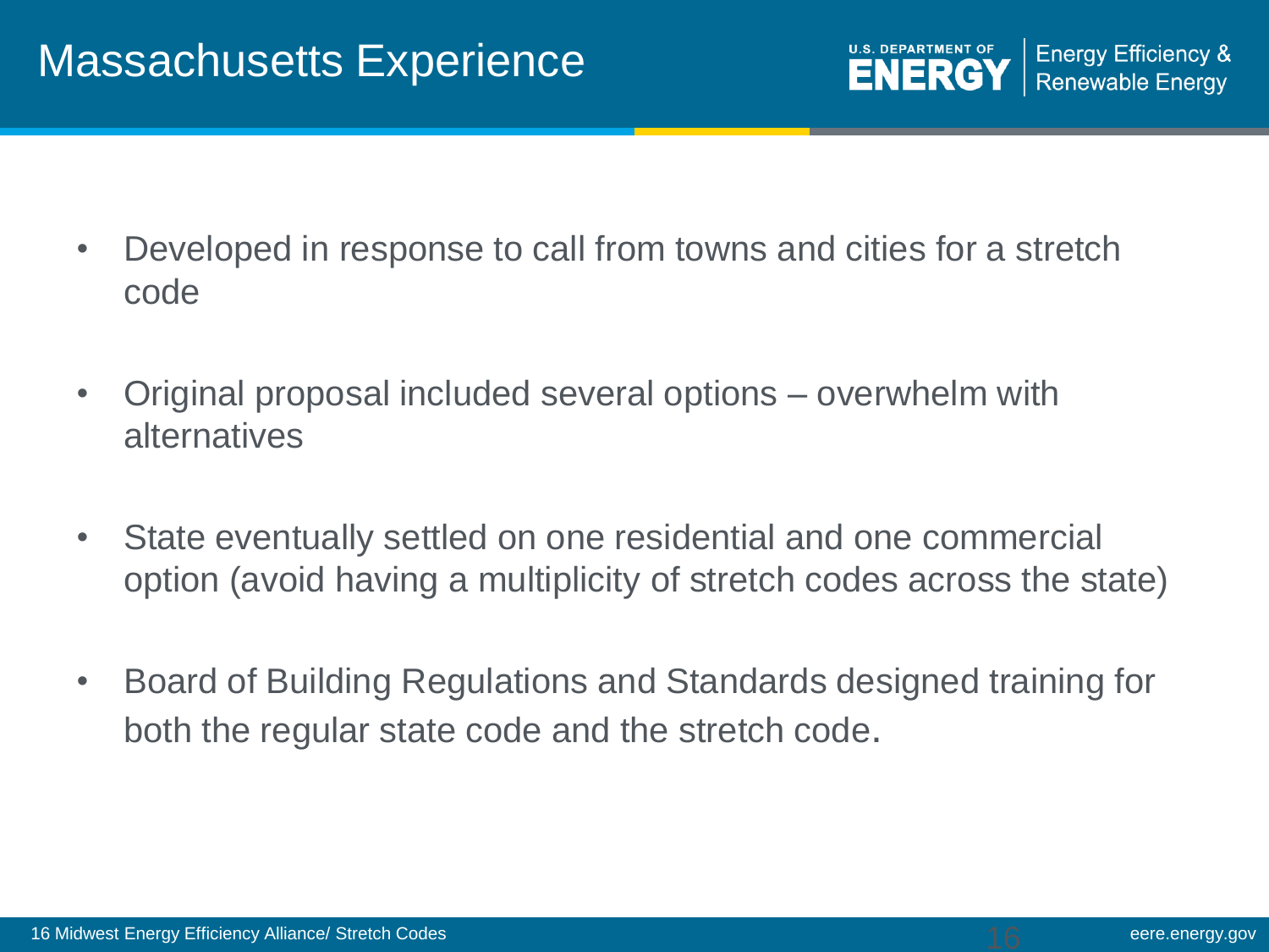# Massachusetts Experience

- Developed in response to call from towns and cities for a stretch code
- Original proposal included several options – overwhelm with alternatives
- State eventually settled on one residential and one commercial option (avoid having a multiplicity of stretch codes across the state)
- Board of Building Regulations and Standards designed training for both the regular state code and the stretch code.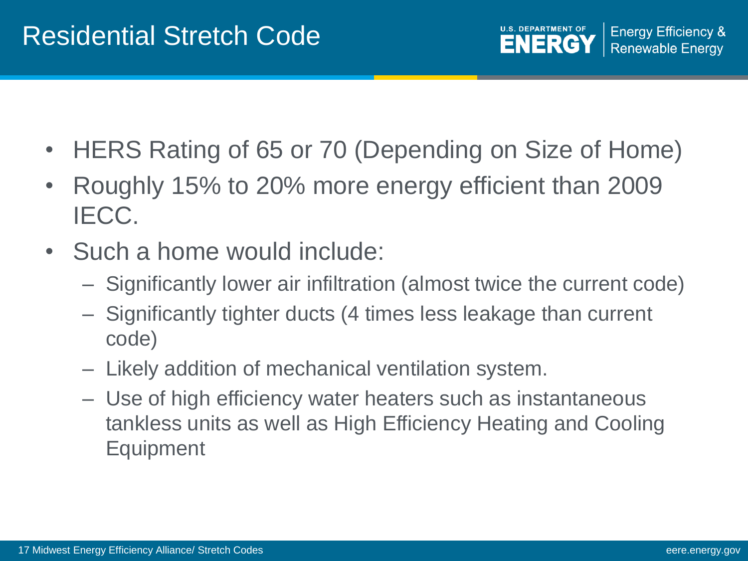# Residential Stretch Code

- HERS Rating of 65 or 70 (Depending on Size of Home)
- Roughly 15% to 20% more energy efficient than 2009 IECC.
- Such a home would include:
  - Significantly lower air infiltration (almost twice the current code)
  - Significantly tighter ducts (4 times less leakage than current code)
  - Likely addition of mechanical ventilation system.
  - Use of high efficiency water heaters such as instantaneous tankless units as well as High Efficiency Heating and Cooling Equipment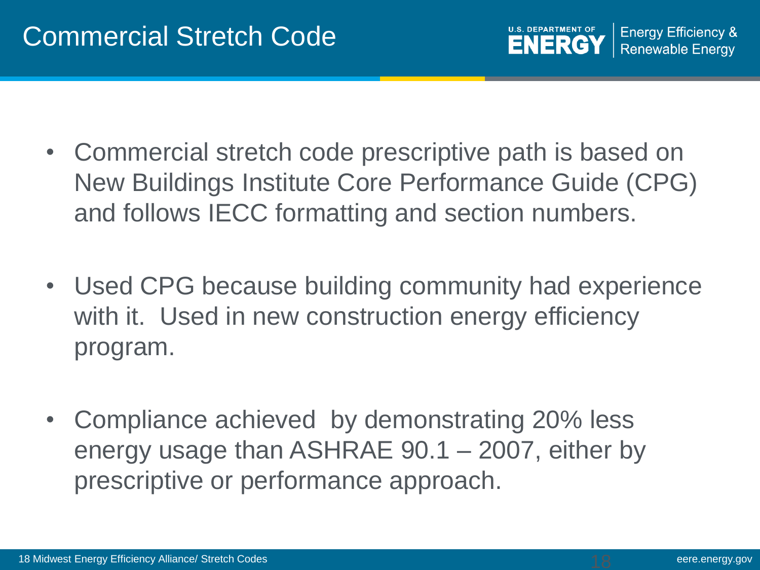# Commercial Stretch Code

- Commercial stretch code prescriptive path is based on New Buildings Institute Core Performance Guide (CPG) and follows IECC formatting and section numbers.
- Used CPG because building community had experience with it. Used in new construction energy efficiency program.
- Compliance achieved by demonstrating 20% less energy usage than ASHRAE 90.1 – 2007, either by prescriptive or performance approach.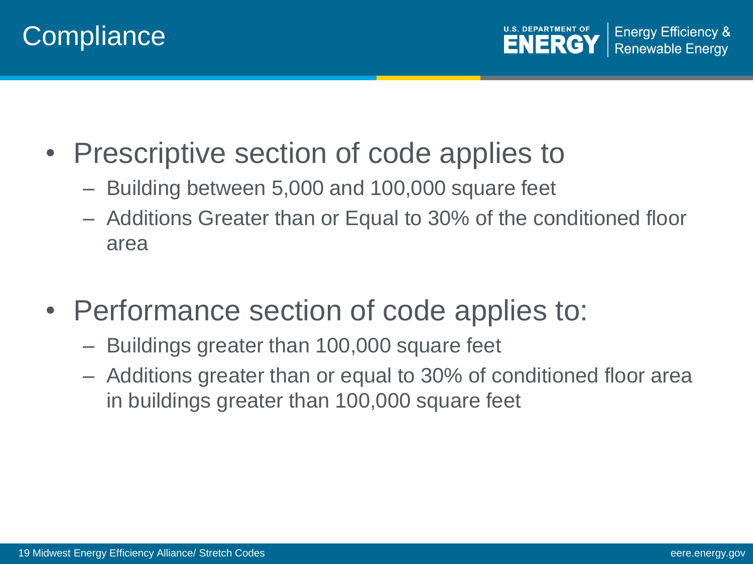# Compliance

- Prescriptive section of code applies to
  - Building between 5,000 and 100,000 square feet
  - Additions Greater than or Equal to 30% of the conditioned floor area
- Performance section of code applies to:
  - Buildings greater than 100,000 square feet
  - Additions greater than or equal to 30% of conditioned floor area in buildings greater than 100,000 square feet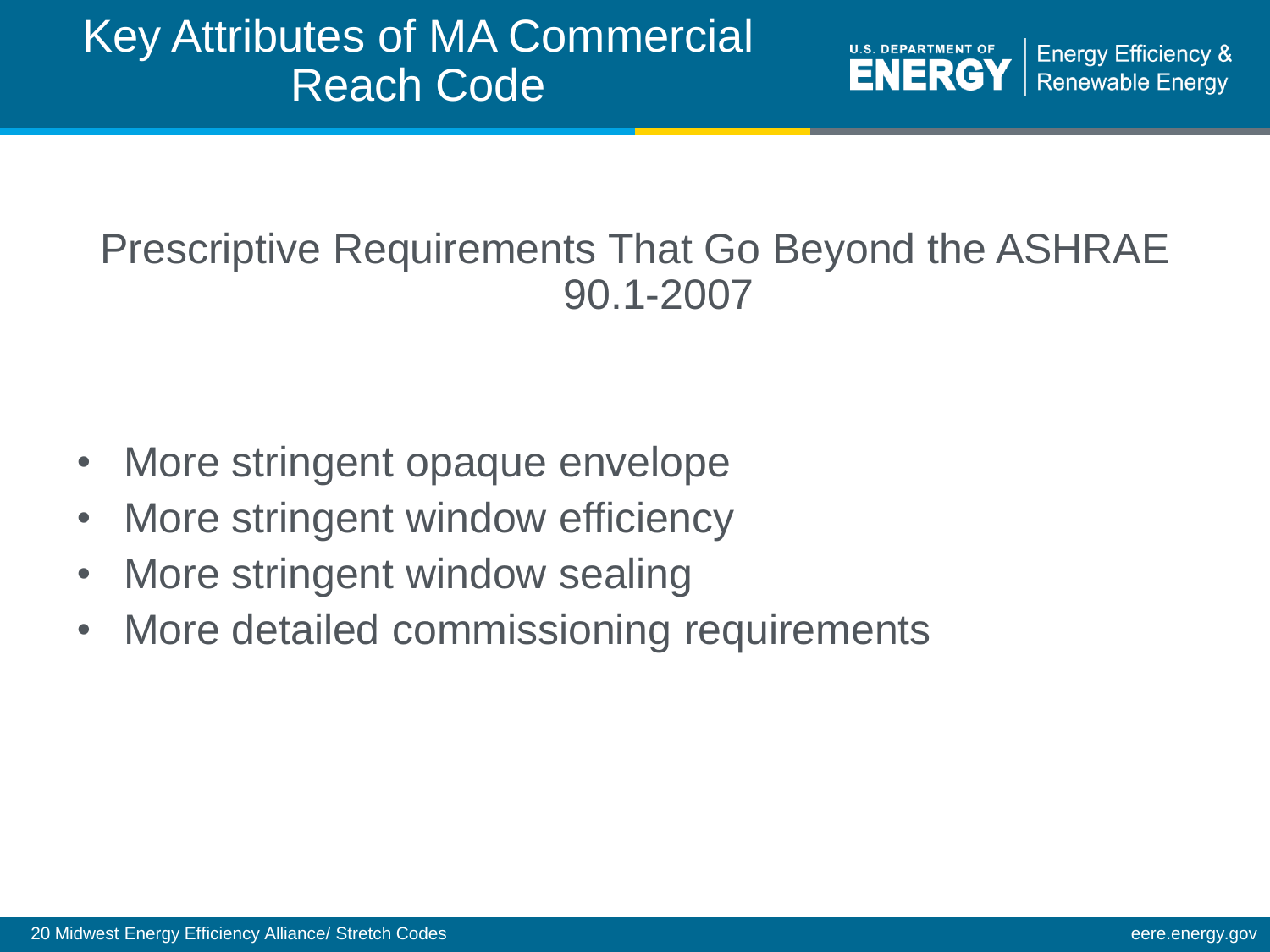# Key Attributes of MA Commercial Reach Code

## Prescriptive Requirements That Go Beyond the ASHRAE 90.1-2007

- More stringent opaque envelope
- More stringent window efficiency
- More stringent window sealing
- More detailed commissioning requirements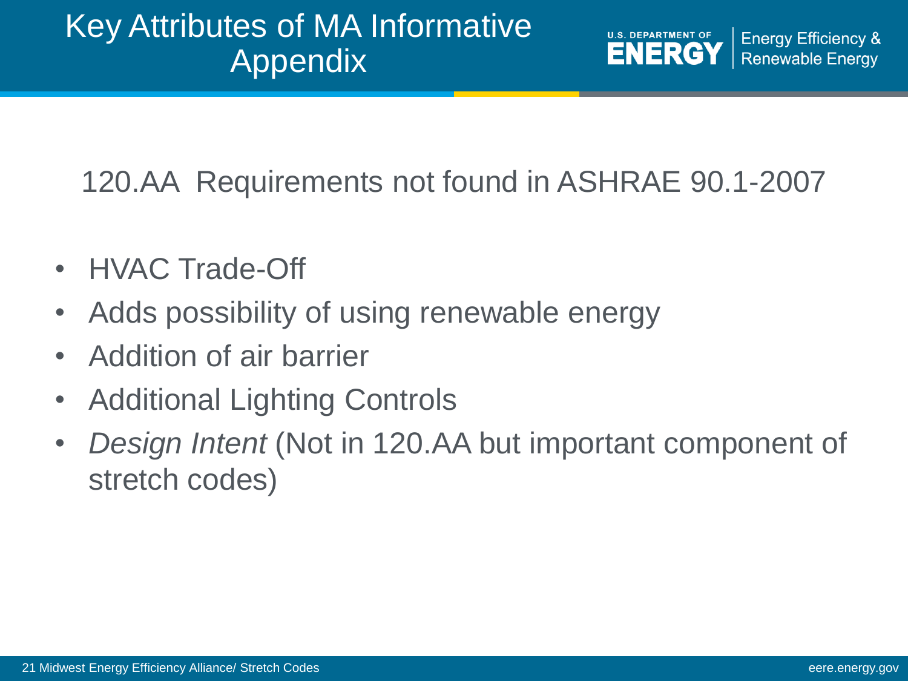# Key Attributes of MA Informative Appendix

120.AA Requirements not found in ASHRAE 90.1-2007

- HVAC Trade-Off
- Adds possibility of using renewable energy
- Addition of air barrier
- Additional Lighting Controls
- *Design Intent* (Not in 120.AA but important component of stretch codes)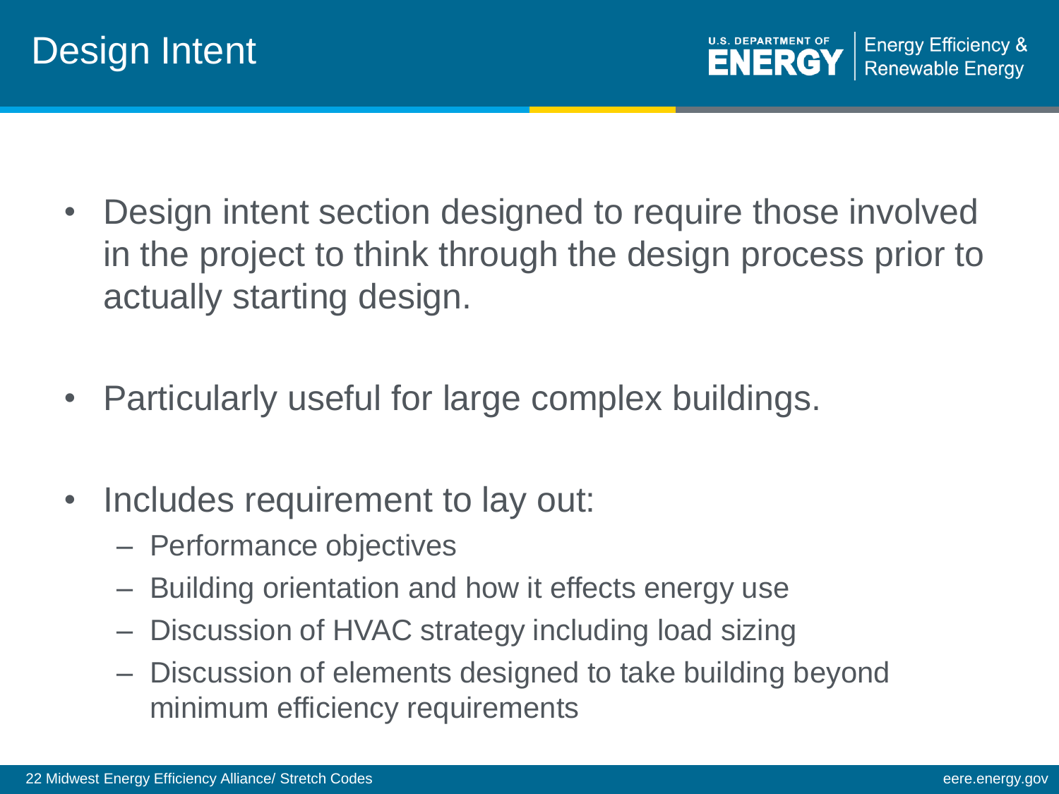# Design Intent

- Design intent section designed to require those involved in the project to think through the design process prior to actually starting design.

- Particularly useful for large complex buildings.

- Includes requirement to lay out:
  - Performance objectives
  - Building orientation and how it effects energy use
  - Discussion of HVAC strategy including load sizing
  - Discussion of elements designed to take building beyond minimum efficiency requirements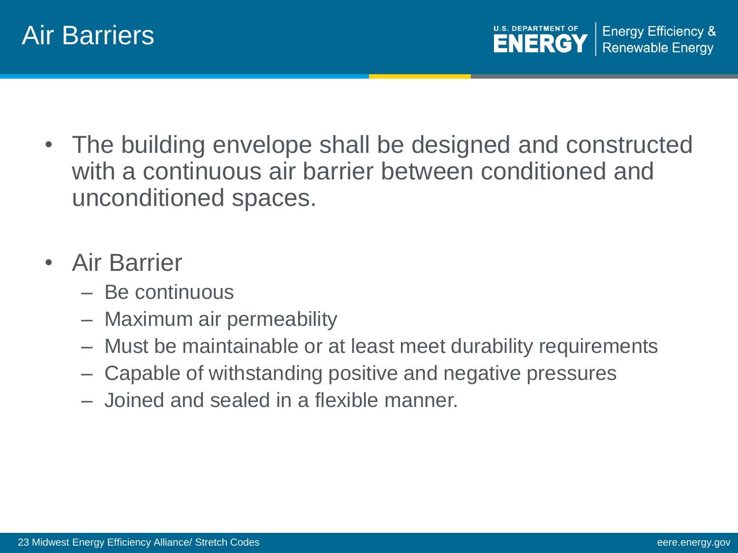# Air Barriers

- The building envelope shall be designed and constructed with a continuous air barrier between conditioned and unconditioned spaces.

- Air Barrier
  - Be continuous
  - Maximum air permeability
  - Must be maintainable or at least meet durability requirements
  - Capable of withstanding positive and negative pressures
  - Joined and sealed in a flexible manner.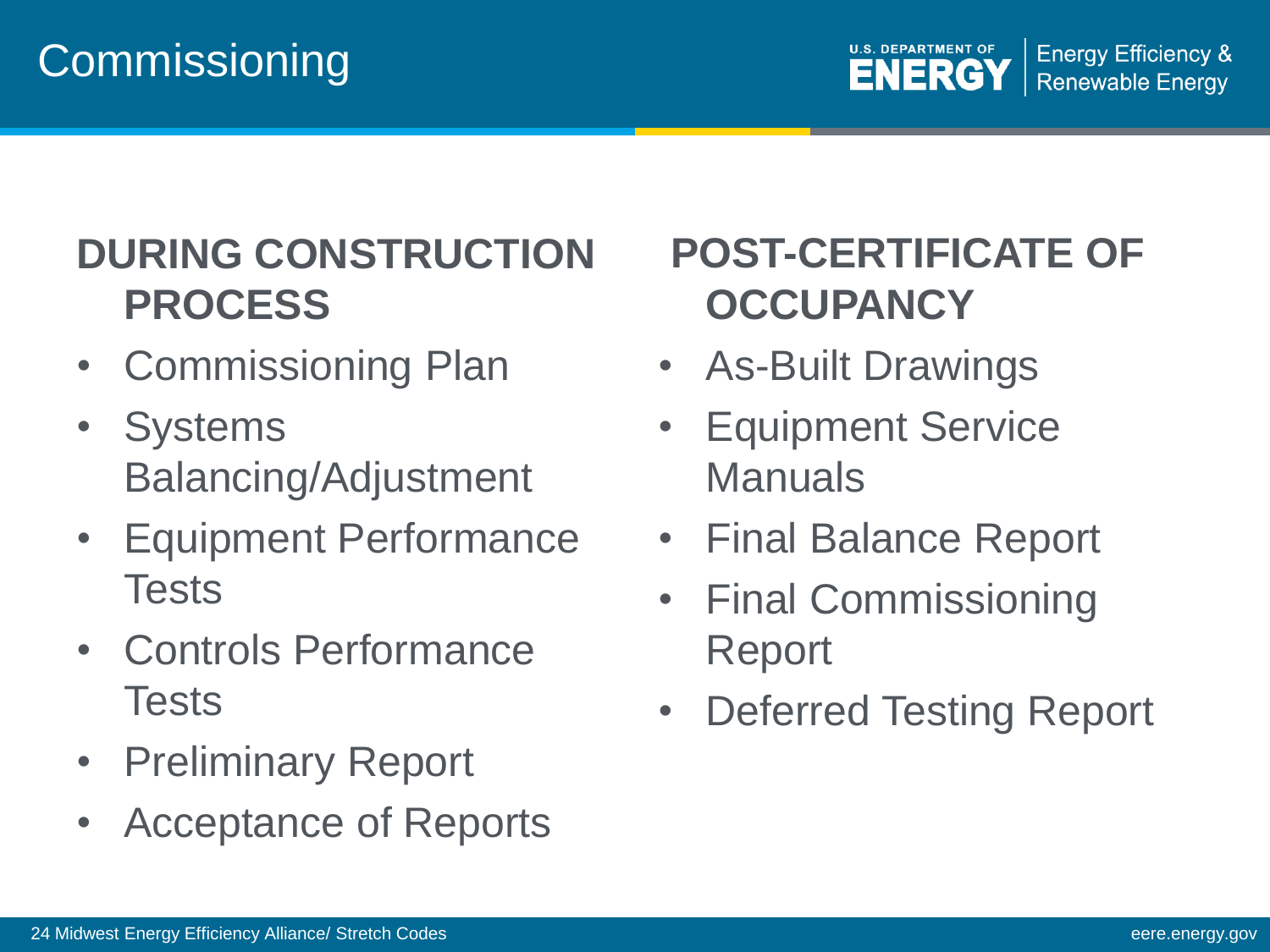# Commissioning

## DURING CONSTRUCTION PROCESS

- Commissioning Plan
- Systems Balancing/Adjustment
- Equipment Performance Tests
- Controls Performance Tests
- Preliminary Report
- Acceptance of Reports

## POST-CERTIFICATE OF OCCUPANCY

- As-Built Drawings
- Equipment Service Manuals
- Final Balance Report
- Final Commissioning Report
- Deferred Testing Report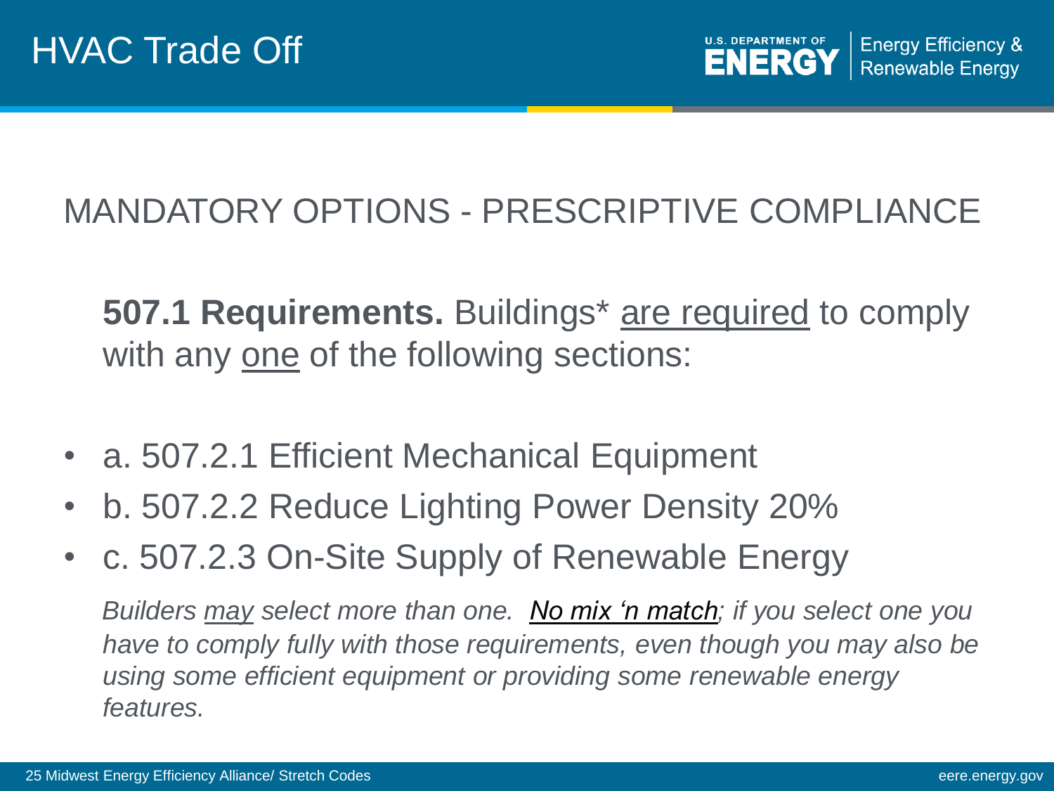# HVAC Trade Off

## MANDATORY OPTIONS - PRESCRIPTIVE COMPLIANCE

**507.1 Requirements.** Buildings* <u>are required</u> to comply with any <u>one</u> of the following sections:

- a. 507.2.1 Efficient Mechanical Equipment
- b. 507.2.2 Reduce Lighting Power Density 20%
- c. 507.2.3 On-Site Supply of Renewable Energy

*Builders <u>may</u> select more than one. <u>No mix 'n match</u>; if you select one you have to comply fully with those requirements, even though you may also be using some efficient equipment or providing some renewable energy features.*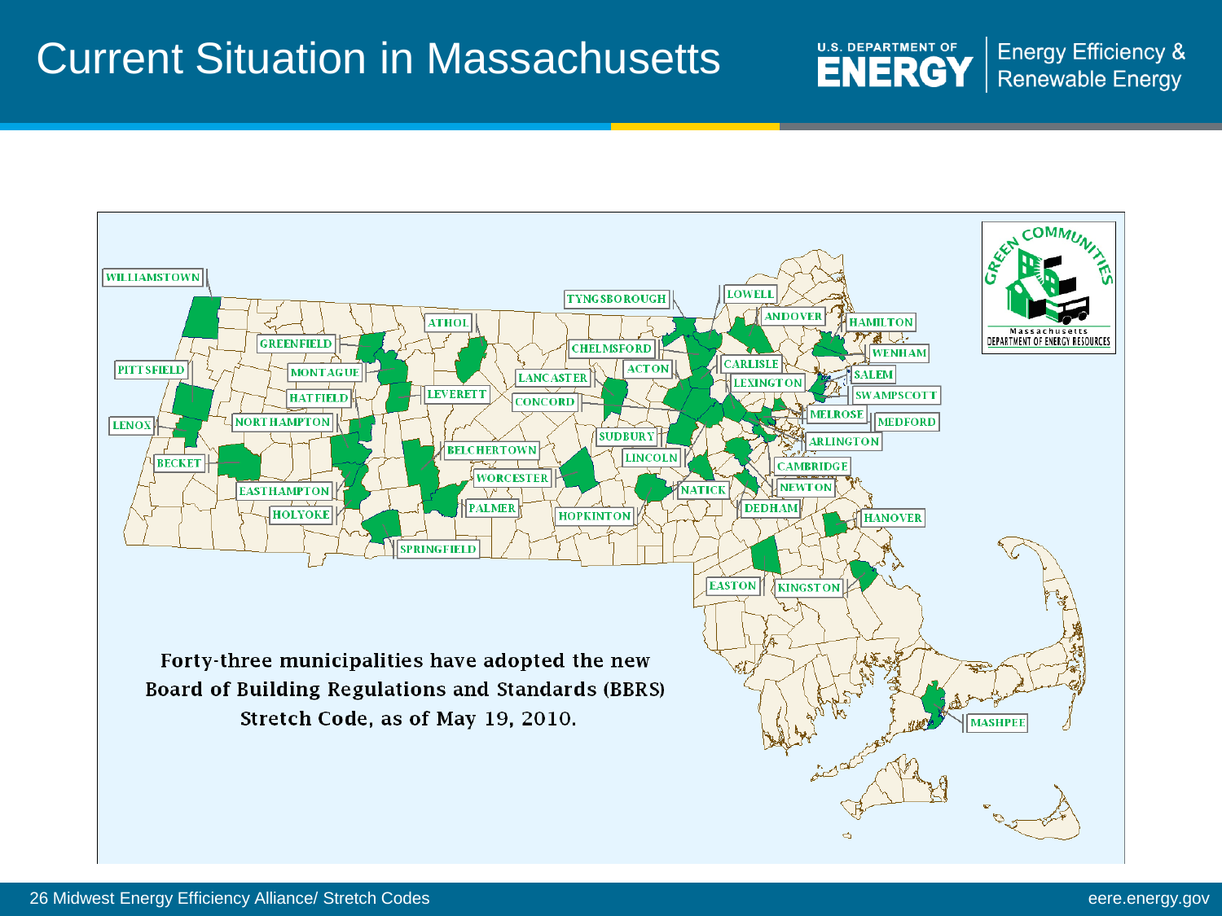# Current Situation in Massachusetts

WILLIAMSTOWN, PITTSFIELD, LENOX, BECKET, GREENFIELD, MONTAGUE, HATFIELD, NORTHAMPTON, EASTHAMPTON, HOLYOKE, ATHOL, LEVERETT, BELCHERTOWN, SPRINGFIELD, PALMER, WORCESTER, TYNGSBOROUGH, CHELMSFORD, LANCASTER, CONCORD, ACTON, SUDBURY, LINCOLN, HOPKINTON, NATICK, LOWELL, ANDOVER, HAMILTON, WENHAM, SALEM, SWAMPSCOTT, CARLISLE, LEXINGTON, MELROSE, MEDFORD, ARLINGTON, CAMBRIDGE, NEWTON, DEDHAM, HANOVER, EASTON, KINGSTON, MASHPEE

GREEN COMMUNITIES — Massachusetts DEPARTMENT OF ENERGY RESOURCES

Forty-three municipalities have adopted the new Board of Building Regulations and Standards (BBRS) Stretch Code, as of May 19, 2010.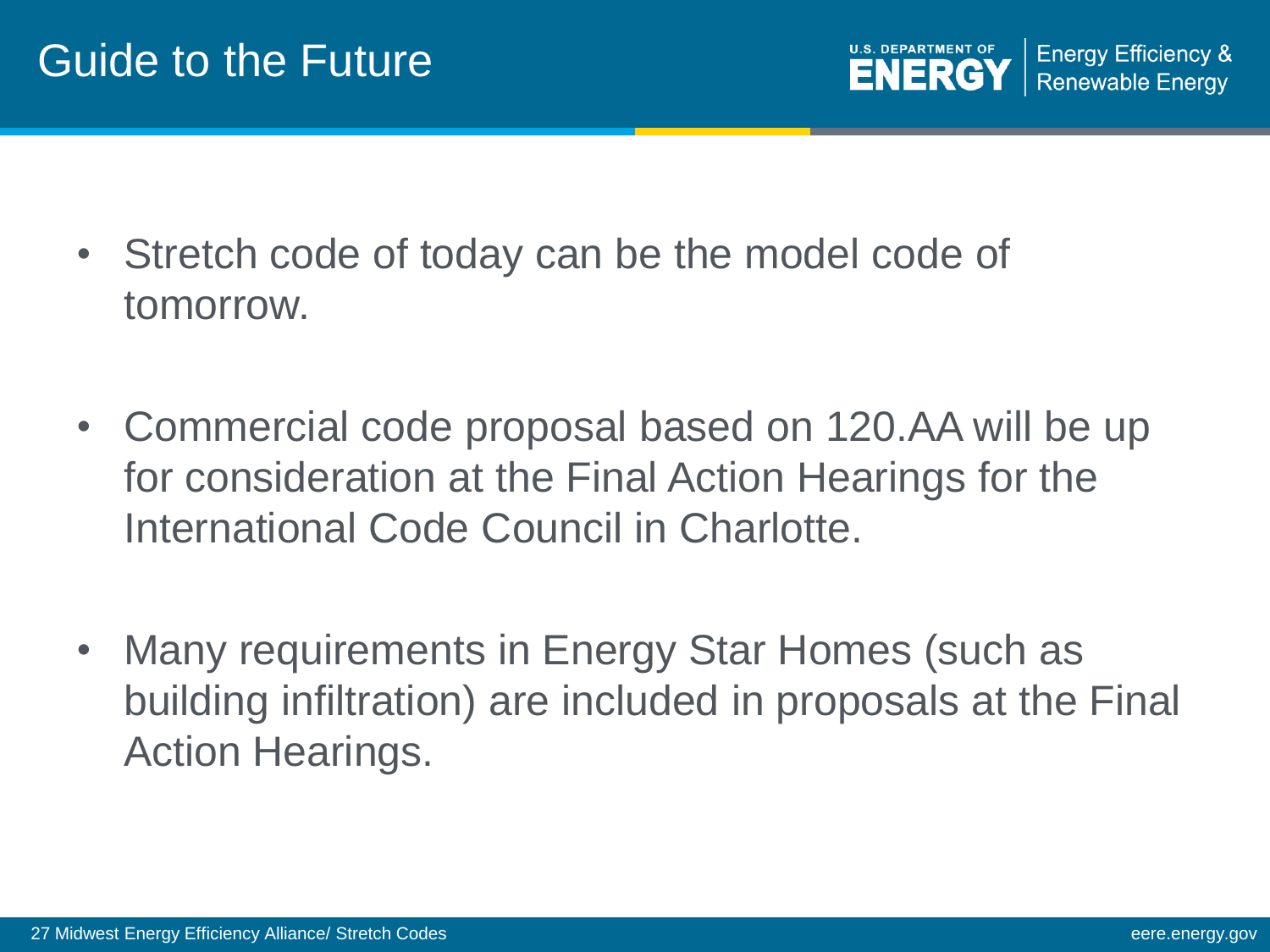# Guide to the Future

- Stretch code of today can be the model code of tomorrow.

- Commercial code proposal based on 120.AA will be up for consideration at the Final Action Hearings for the International Code Council in Charlotte.

- Many requirements in Energy Star Homes (such as building infiltration) are included in proposals at the Final Action Hearings.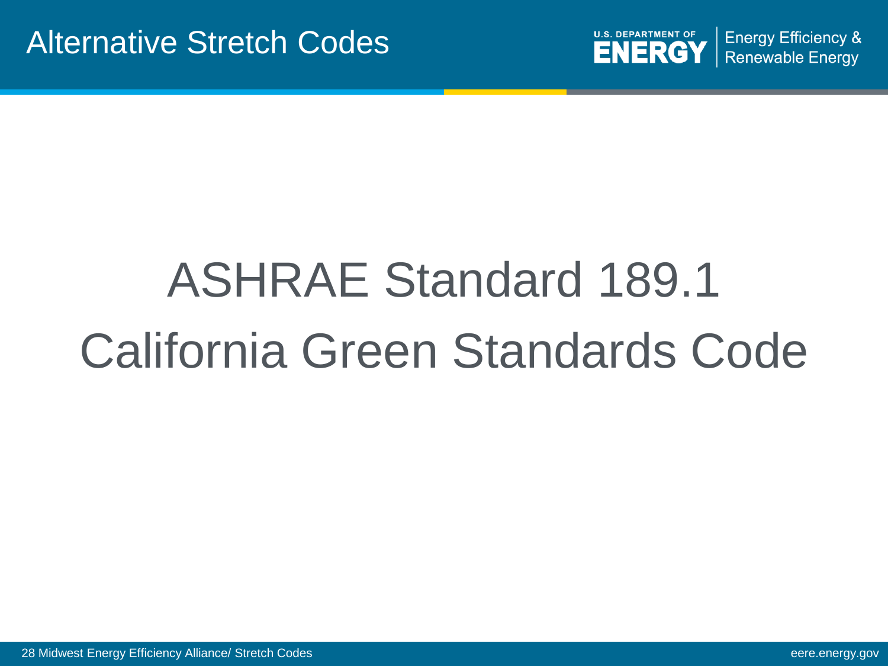# Alternative Stretch Codes

ASHRAE Standard 189.1

California Green Standards Code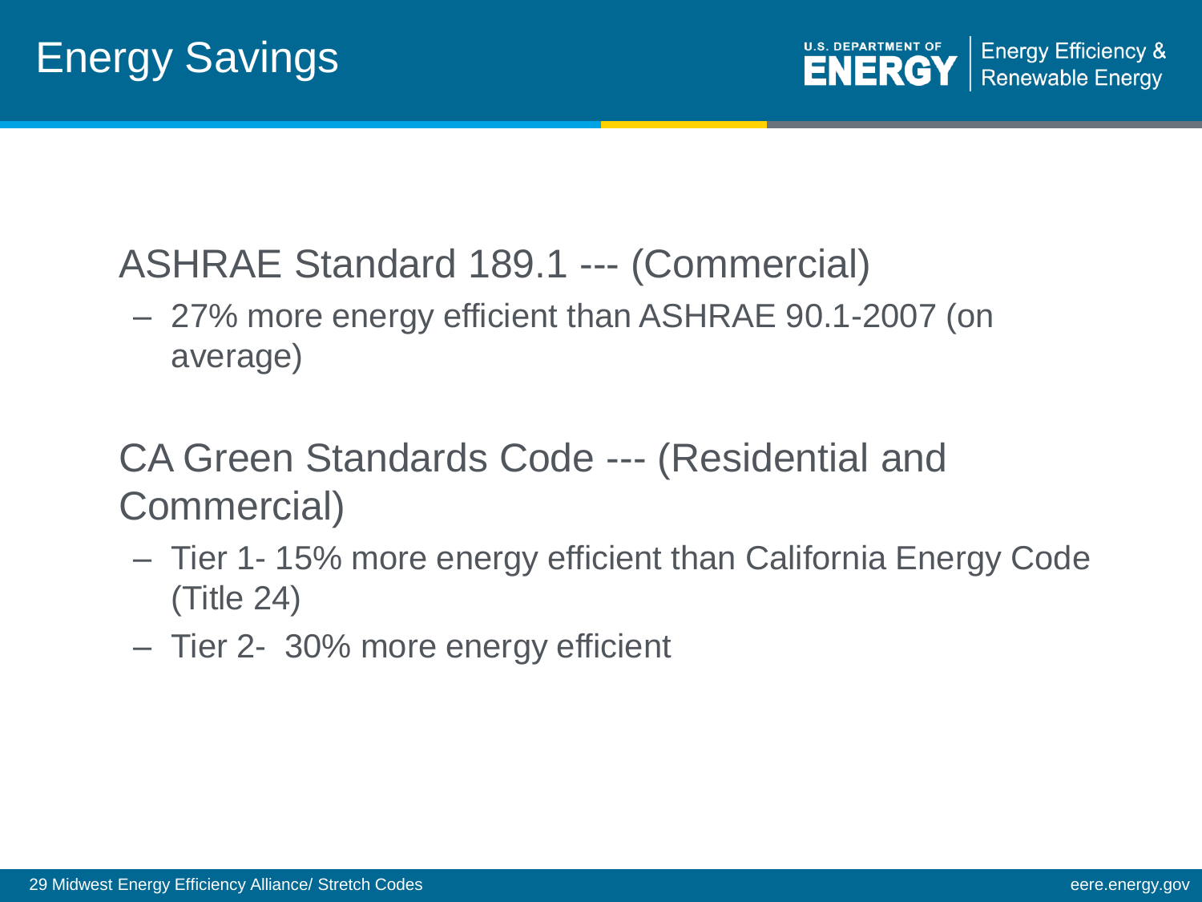# Energy Savings

ASHRAE Standard 189.1 --- (Commercial)

- 27% more energy efficient than ASHRAE 90.1-2007 (on average)

CA Green Standards Code --- (Residential and Commercial)

- Tier 1- 15% more energy efficient than California Energy Code (Title 24)
- Tier 2- 30% more energy efficient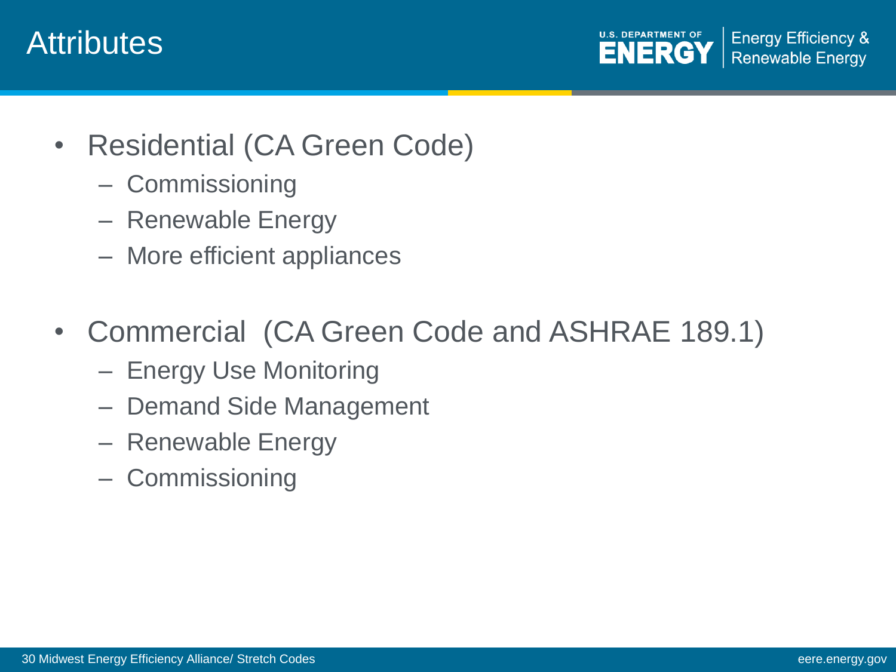# Attributes

- Residential (CA Green Code)
  - Commissioning
  - Renewable Energy
  - More efficient appliances

- Commercial (CA Green Code and ASHRAE 189.1)
  - Energy Use Monitoring
  - Demand Side Management
  - Renewable Energy
  - Commissioning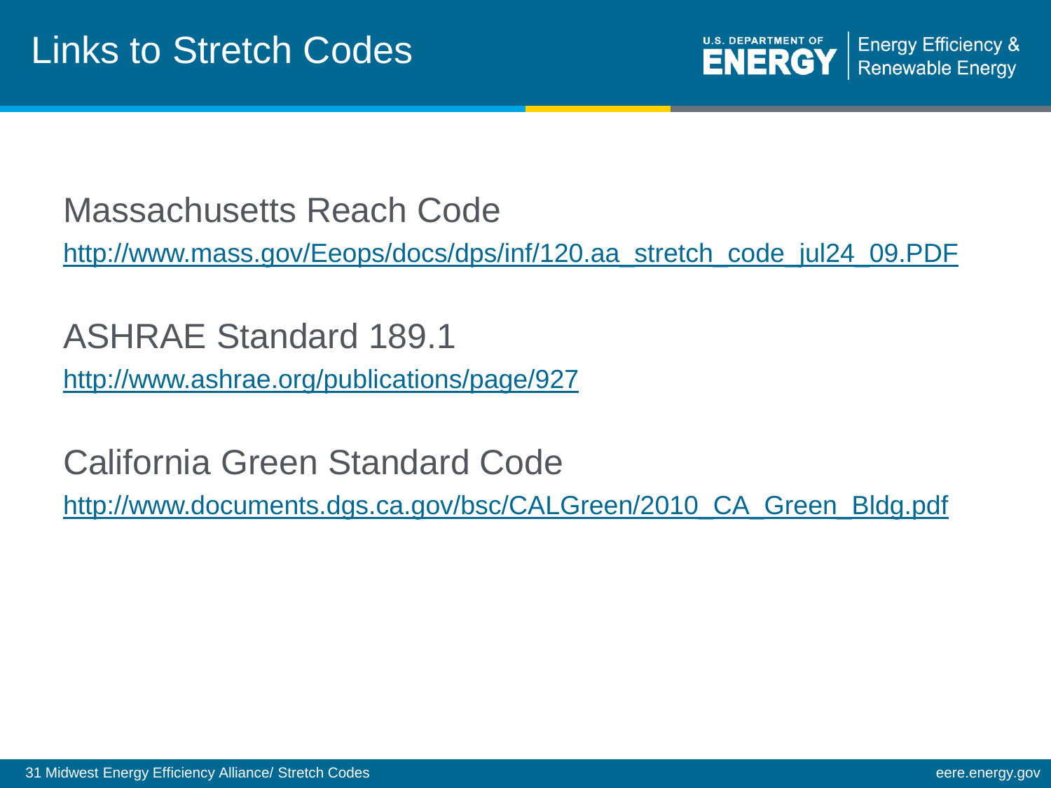# Links to Stretch Codes

Massachusetts Reach Code

http://www.mass.gov/Eeops/docs/dps/inf/120.aa_stretch_code_jul24_09.PDF

ASHRAE Standard 189.1

http://www.ashrae.org/publications/page/927

California Green Standard Code

http://www.documents.dgs.ca.gov/bsc/CALGreen/2010_CA_Green_Bldg.pdf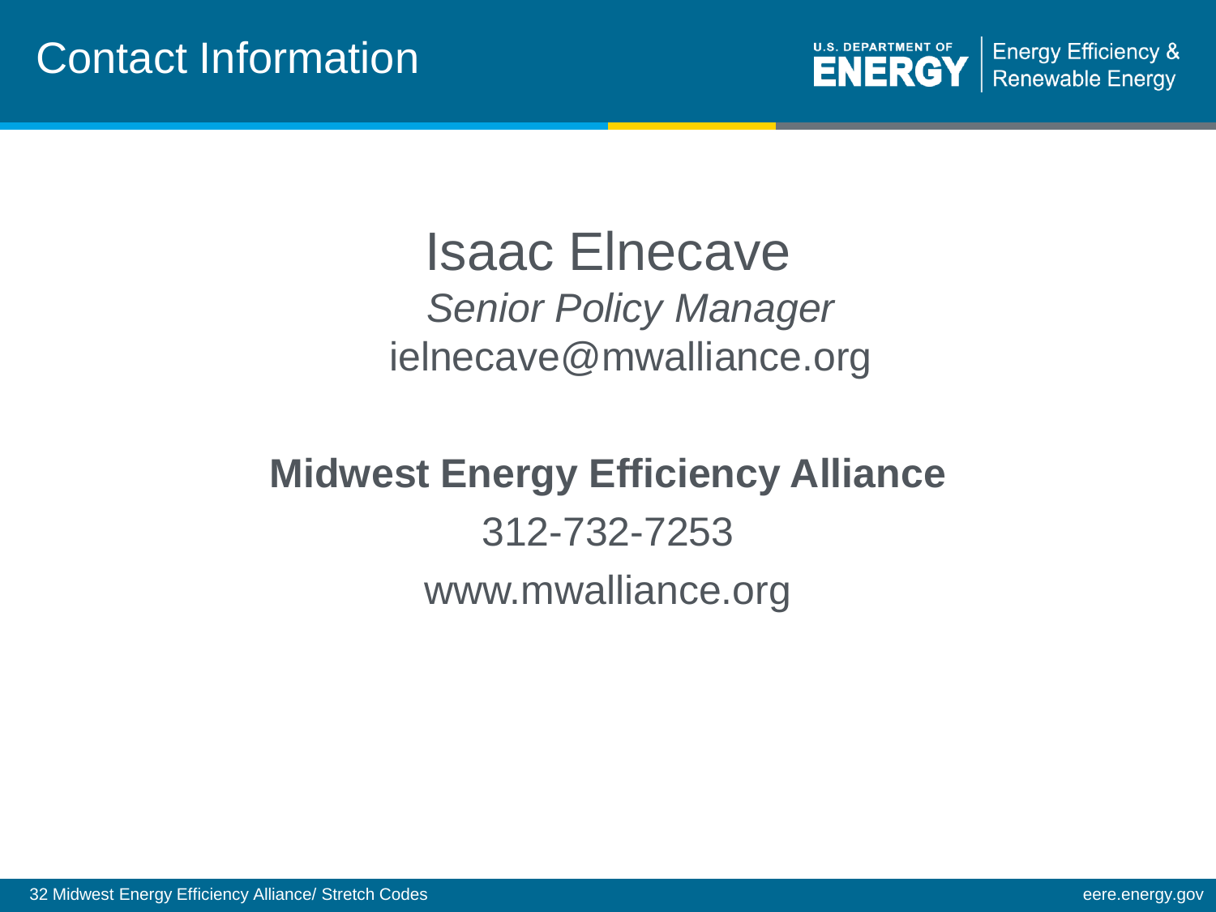# Contact Information

Isaac Elnecave

*Senior Policy Manager*

ielnecave@mwalliance.org

**Midwest Energy Efficiency Alliance**

312-732-7253

www.mwalliance.org